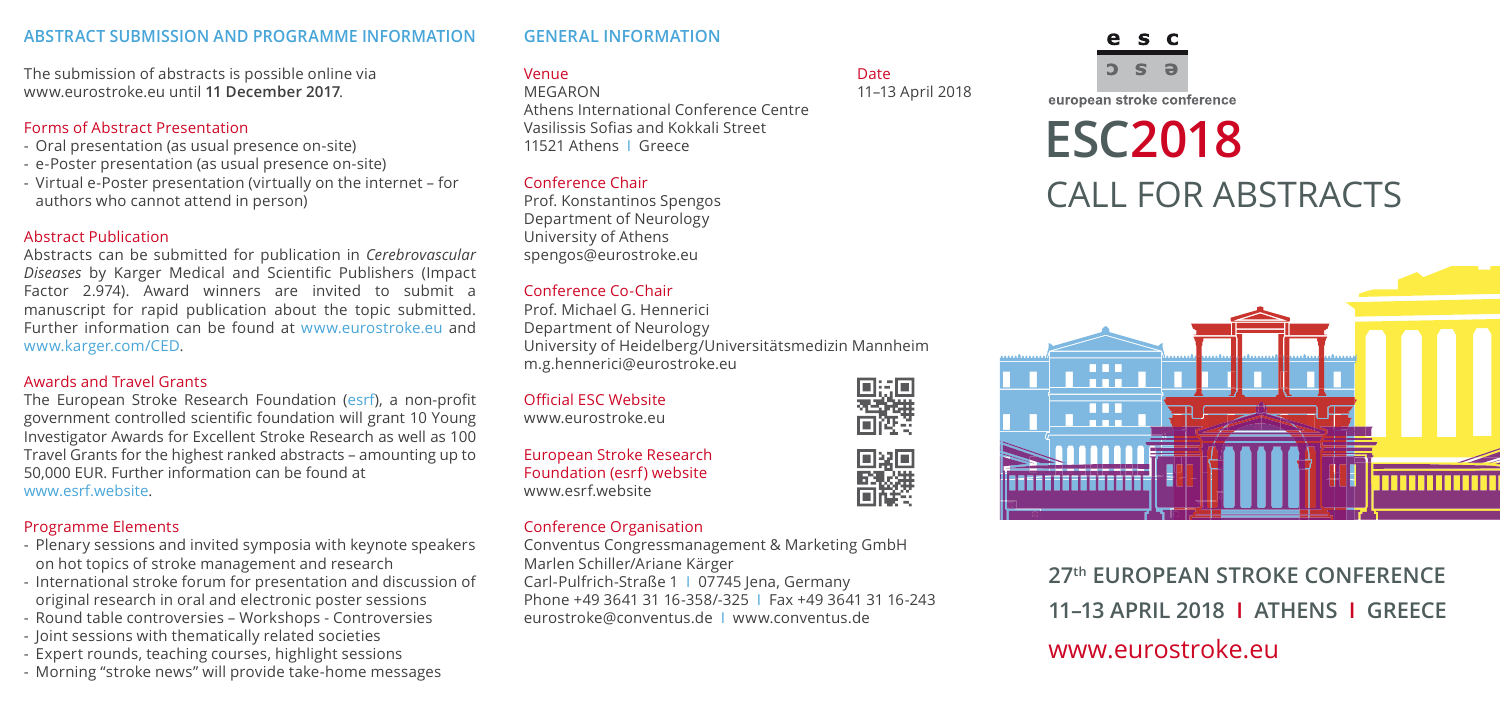## ABSTRACT SUBMISSION AND PROGRAMME INFORMATION

The submission of abstracts is possible online via www.eurostroke.eu until **11 December 2017**.

### Forms of Abstract Presentation

- Oral presentation (as usual presence on-site)
- e-Poster presentation (as usual presence on-site)
- Virtual e-Poster presentation (virtually on the internet – for authors who cannot attend in person)

### Abstract Publication

Abstracts can be submitted for publication in *Cerebrovascular Diseases* by Karger Medical and Scientific Publishers (Impact Factor 2.974). Award winners are invited to submit a manuscript for rapid publication about the topic submitted. Further information can be found at www.eurostroke.eu and www.karger.com/CED.

### Awards and Travel Grants

The European Stroke Research Foundation (esrf), a non-profit government controlled scientific foundation will grant 10 Young Investigator Awards for Excellent Stroke Research as well as 100 Travel Grants for the highest ranked abstracts – amounting up to 50,000 EUR. Further information can be found at www.esrf.website.

### Programme Elements

- Plenary sessions and invited symposia with keynote speakers on hot topics of stroke management and research
- International stroke forum for presentation and discussion of original research in oral and electronic poster sessions
- Round table controversies – Workshops - Controversies
- Joint sessions with thematically related societies
- Expert rounds, teaching courses, highlight sessions
- Morning "stroke news" will provide take-home messages

## GENERAL INFORMATION

### Venue

MEGARON
Athens International Conference Centre
Vasilissis Sofias and Kokkali Street
11521 Athens I Greece

### Date

11–13 April 2018

### Conference Chair

Prof. Konstantinos Spengos
Department of Neurology
University of Athens
spengos@eurostroke.eu

### Conference Co-Chair

Prof. Michael G. Hennerici
Department of Neurology
University of Heidelberg/Universitätsmedizin Mannheim
m.g.hennerici@eurostroke.eu

### Official ESC Website

www.eurostroke.eu

### European Stroke Research Foundation (esrf) website

www.esrf.website

### Conference Organisation

Conventus Congressmanagement & Marketing GmbH
Marlen Schiller/Ariane Kärger
Carl-Pulfrich-Straße 1 I 07745 Jena, Germany
Phone +49 3641 31 16-358/-325 I Fax +49 3641 31 16-243
eurostroke@conventus.de I www.conventus.de

esc
european stroke conference

# ESC2018
# CALL FOR ABSTRACTS

**27th EUROPEAN STROKE CONFERENCE**
**11–13 APRIL 2018 I ATHENS I GREECE**

www.eurostroke.eu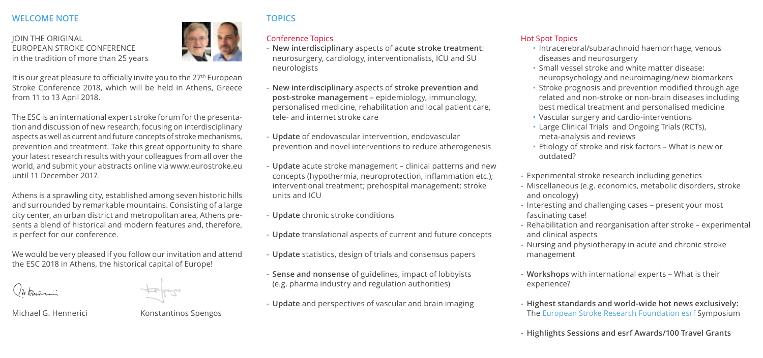## WELCOME NOTE

JOIN THE ORIGINAL
EUROPEAN STROKE CONFERENCE
in the tradition of more than 25 years

It is our great pleasure to officially invite you to the 27th European Stroke Conference 2018, which will be held in Athens, Greece from 11 to 13 April 2018.

The ESC is an international expert stroke forum for the presentation and discussion of new research, focusing on interdisciplinary aspects as well as current and future concepts of stroke mechanisms, prevention and treatment. Take this great opportunity to share your latest research results with your colleagues from all over the world, and submit your abstracts online via www.eurostroke.eu until 11 December 2017.

Athens is a sprawling city, established among seven historic hills and surrounded by remarkable mountains. Consisting of a large city center, an urban district and metropolitan area, Athens presents a blend of historical and modern features and, therefore, is perfect for our conference.

We would be very pleased if you follow our invitation and attend the ESC 2018 in Athens, the historical capital of Europe!

Michael G. Hennerici    Konstantinos Spengos

## TOPICS

### Conference Topics

- **New interdisciplinary** aspects of **acute stroke treatment**: neurosurgery, cardiology, interventionalists, ICU and SU neurologists
- **New interdisciplinary** aspects of **stroke prevention and post-stroke management** – epidemiology, immunology, personalised medicine, rehabilitation and local patient care, tele- and internet stroke care
- **Update** of endovascular intervention, endovascular prevention and novel interventions to reduce atherogenesis
- **Update** acute stroke management – clinical patterns and new concepts (hypothermia, neuroprotection, inflammation etc.); interventional treatment; prehospital management; stroke units and ICU
- **Update** chronic stroke conditions
- **Update** translational aspects of current and future concepts
- **Update** statistics, design of trials and consensus papers
- **Sense and nonsense** of guidelines, impact of lobbyists (e.g. pharma industry and regulation authorities)
- **Update** and perspectives of vascular and brain imaging

### Hot Spot Topics

- Intracerebral/subarachnoid haemorrhage, venous diseases and neurosurgery
- Small vessel stroke and white matter disease: neuropsychology and neuroimaging/new biomarkers
- Stroke prognosis and prevention modified through age related and non-stroke or non-brain diseases including best medical treatment and personalised medicine
- Vascular surgery and cardio-interventions
- Large Clinical Trials and Ongoing Trials (RCTs), meta-analysis and reviews
- Etiology of stroke and risk factors – What is new or outdated?

- Experimental stroke research including genetics
- Miscellaneous (e.g. economics, metabolic disorders, stroke and oncology)
- Interesting and challenging cases – present your most fascinating case!
- Rehabilitation and reorganisation after stroke – experimental and clinical aspects
- Nursing and physiotherapy in acute and chronic stroke management
- **Workshops** with international experts – What is their experience?
- **Highest standards and world-wide hot news exclusively:** The European Stroke Research Foundation esrf Symposium
- **Highlights Sessions and esrf Awards/100 Travel Grants**